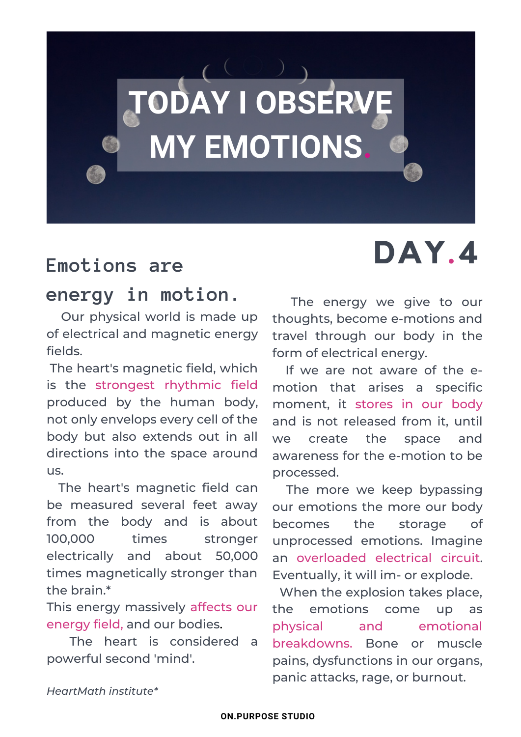# TODAY I OBSERVE MY EMOTIONS.

## DAY.4

### Emotions are energy in motion.

Our physical world is made up of electrical and magnetic energy fields.

The heart's magnetic field, which is the strongest rhythmic field produced by the human body, not only envelops every cell of the body but also extends out in all directions into the space around us.

The heart's magnetic field can be measured several feet away from the body and is about 100,000 times stronger electrically and about 50,000 times magnetically stronger than the brain.*

This energy massively affects our energy field, and our bodies.

The heart is considered a powerful second 'mind'.

*HeartMath institute**

The energy we give to our thoughts, become e-motions and travel through our body in the form of electrical energy.

If we are not aware of the e-motion that arises a specific moment, it stores in our body and is not released from it, until we create the space and awareness for the e-motion to be processed.

The more we keep bypassing our emotions the more our body becomes the storage of unprocessed emotions. Imagine an overloaded electrical circuit. Eventually, it will im- or explode.

When the explosion takes place, the emotions come up as physical and emotional breakdowns. Bone or muscle pains, dysfunctions in our organs, panic attacks, rage, or burnout.

**ON.PURPOSE STUDIO**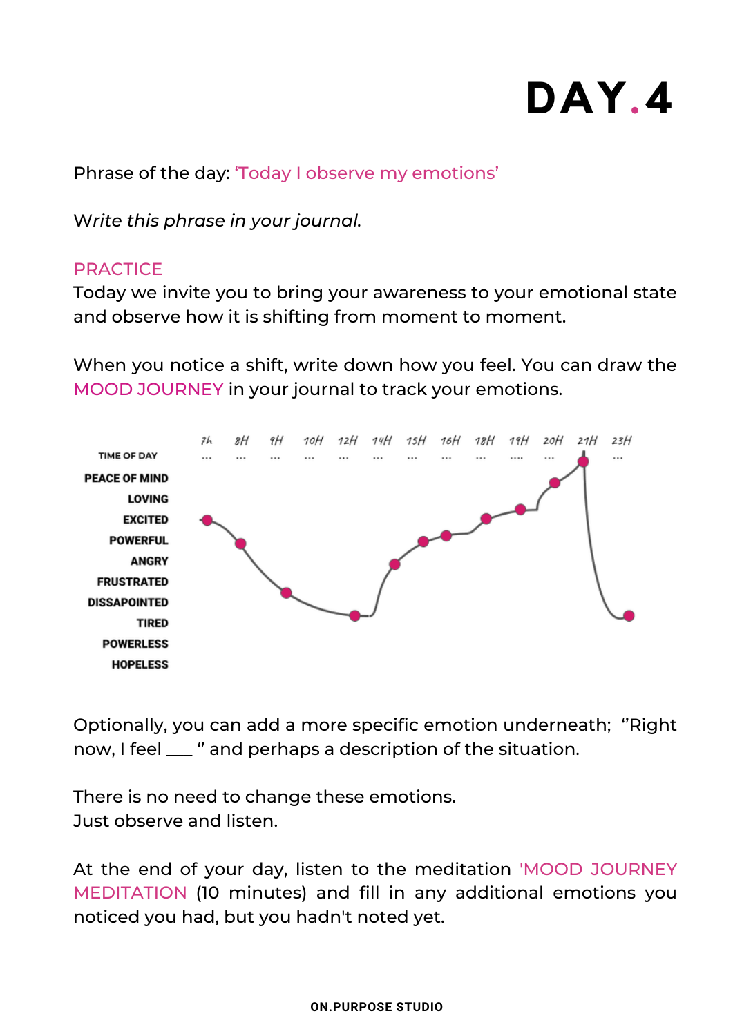# DAY.4

Phrase of the day: 'Today I observe my emotions'

*Write this phrase in your journal.*

PRACTICE

Today we invite you to bring your awareness to your emotional state and observe how it is shifting from moment to moment.

When you notice a shift, write down how you feel. You can draw the MOOD JOURNEY in your journal to track your emotions.

TIME OF DAY

7h 8H 9H 10H 12H 14H 15H 16H 18H 19H 20H 21H 23H

PEACE OF MIND
LOVING
EXCITED
POWERFUL
ANGRY
FRUSTRATED
DISSAPOINTED
TIRED
POWERLESS
HOPELESS

Optionally, you can add a more specific emotion underneath; ''Right now, I feel ___ '' and perhaps a description of the situation.

There is no need to change these emotions.
Just observe and listen.

At the end of your day, listen to the meditation 'MOOD JOURNEY MEDITATION (10 minutes) and fill in any additional emotions you noticed you had, but you hadn't noted yet.

ON.PURPOSE STUDIO